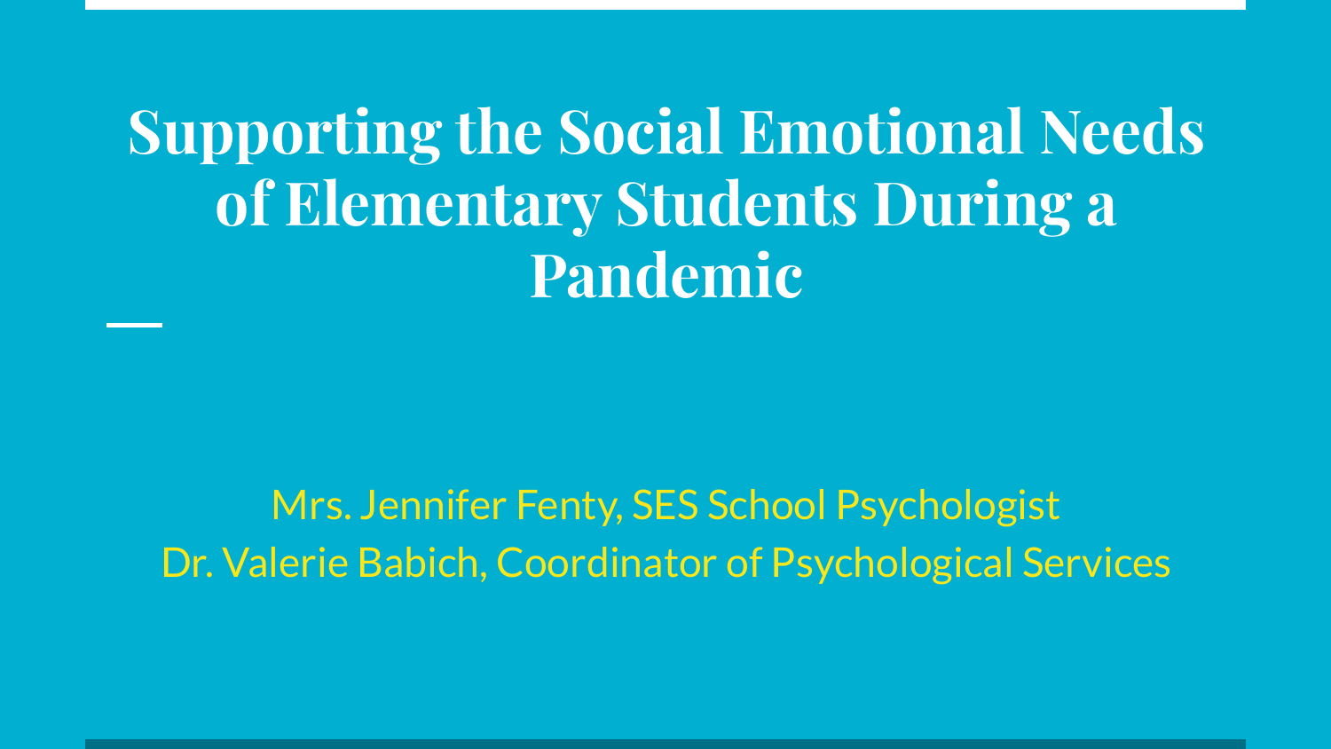# Supporting the Social Emotional Needs of Elementary Students During a Pandemic

Mrs. Jennifer Fenty, SES School Psychologist
Dr. Valerie Babich, Coordinator of Psychological Services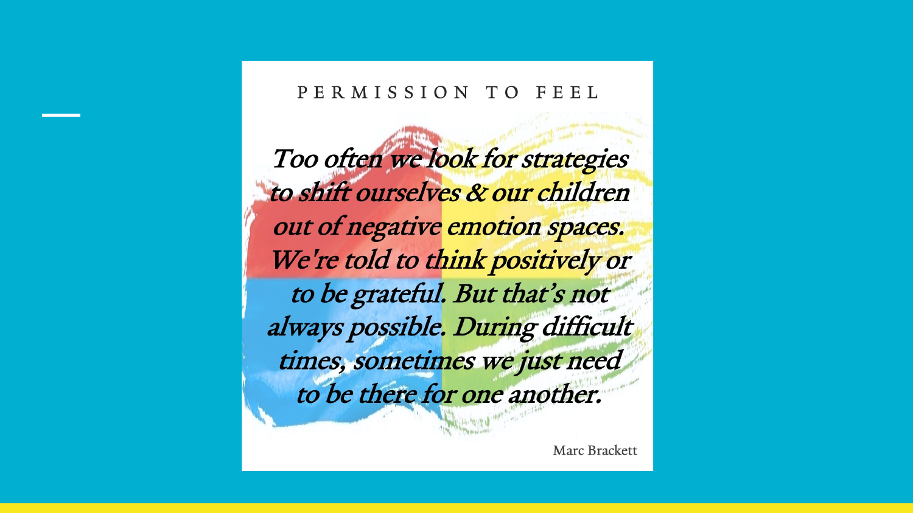PERMISSION TO FEEL

*Too often we look for strategies to shift ourselves & our children out of negative emotion spaces. We're told to think positively or to be grateful. But that's not always possible. During difficult times, sometimes we just need to be there for one another.*

Marc Brackett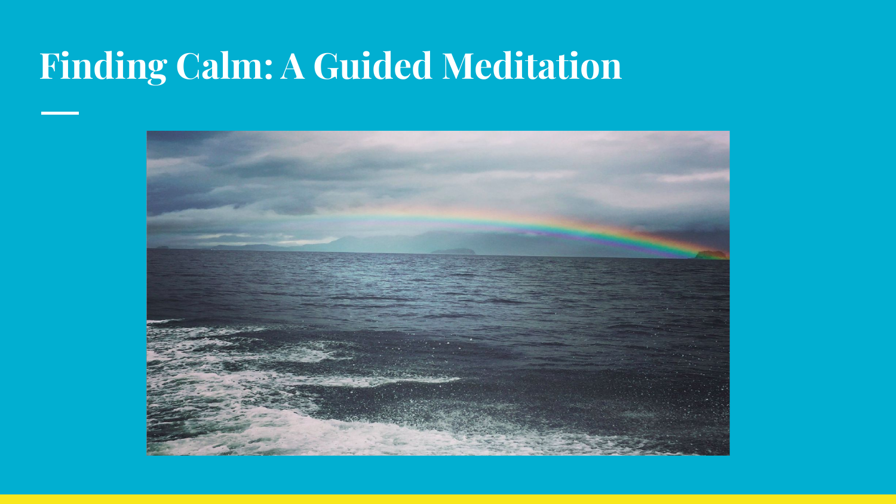# Finding Calm: A Guided Meditation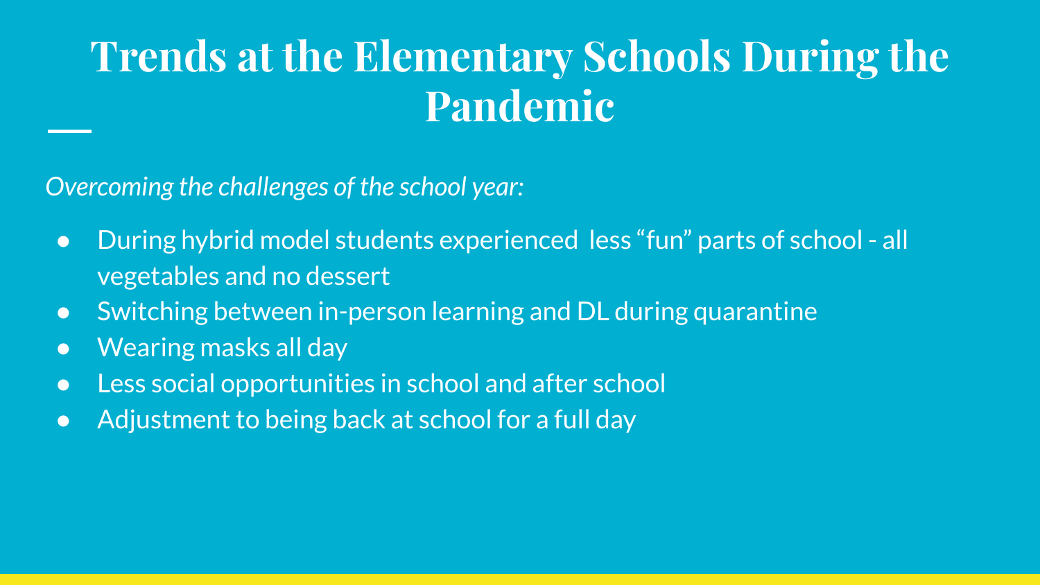# Trends at the Elementary Schools During the Pandemic

*Overcoming the challenges of the school year:*

- During hybrid model students experienced less "fun" parts of school - all vegetables and no dessert
- Switching between in-person learning and DL during quarantine
- Wearing masks all day
- Less social opportunities in school and after school
- Adjustment to being back at school for a full day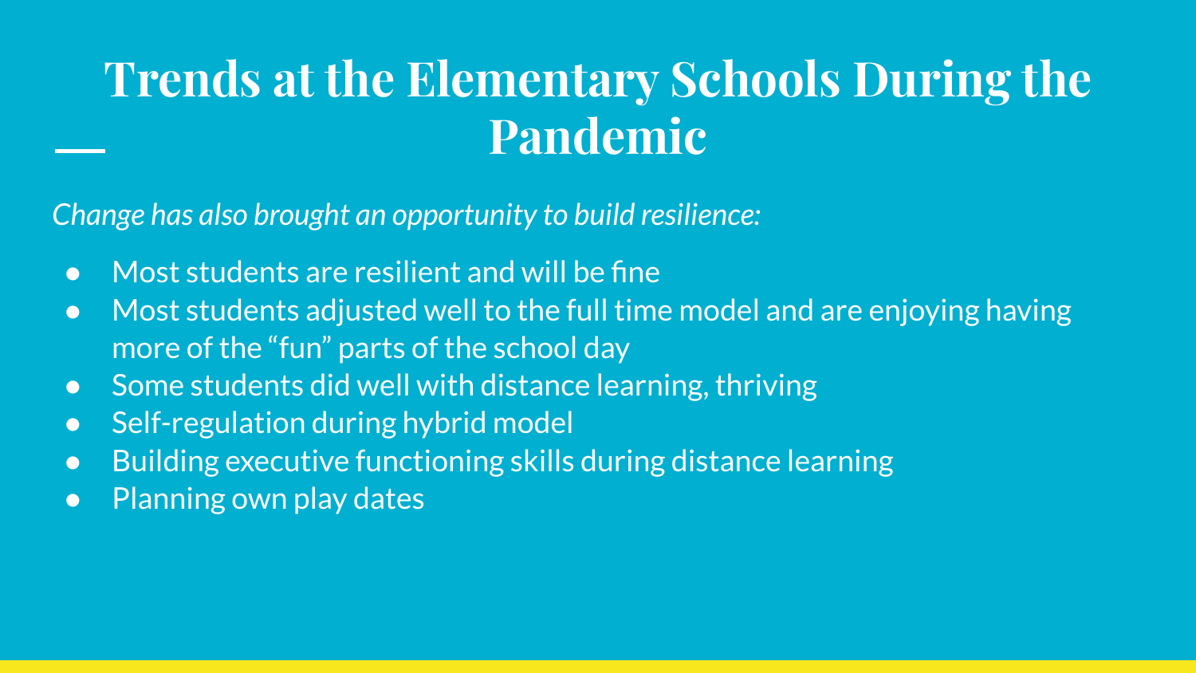# Trends at the Elementary Schools During the Pandemic

*Change has also brought an opportunity to build resilience:*

- Most students are resilient and will be fine
- Most students adjusted well to the full time model and are enjoying having more of the "fun" parts of the school day
- Some students did well with distance learning, thriving
- Self-regulation during hybrid model
- Building executive functioning skills during distance learning
- Planning own play dates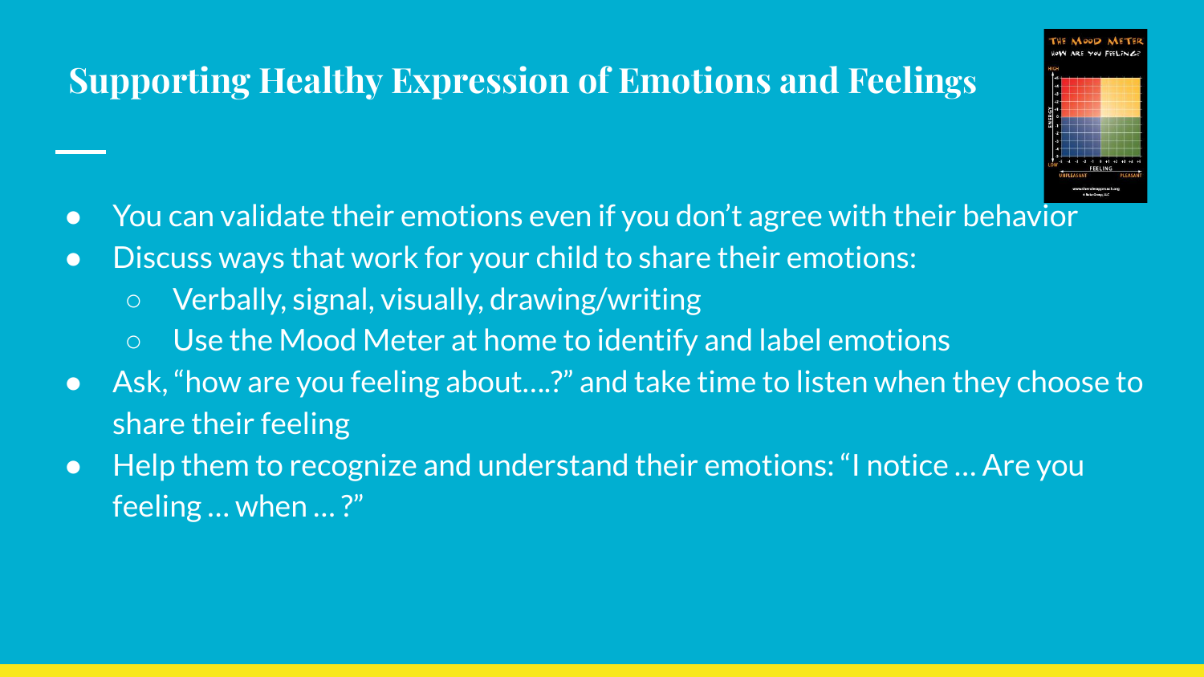## Supporting Healthy Expression of Emotions and Feelings

- You can validate their emotions even if you don't agree with their behavior
- Discuss ways that work for your child to share their emotions:
  - Verbally, signal, visually, drawing/writing
  - Use the Mood Meter at home to identify and label emotions
- Ask, "how are you feeling about….?" and take time to listen when they choose to share their feeling
- Help them to recognize and understand their emotions: "I notice … Are you feeling … when … ?"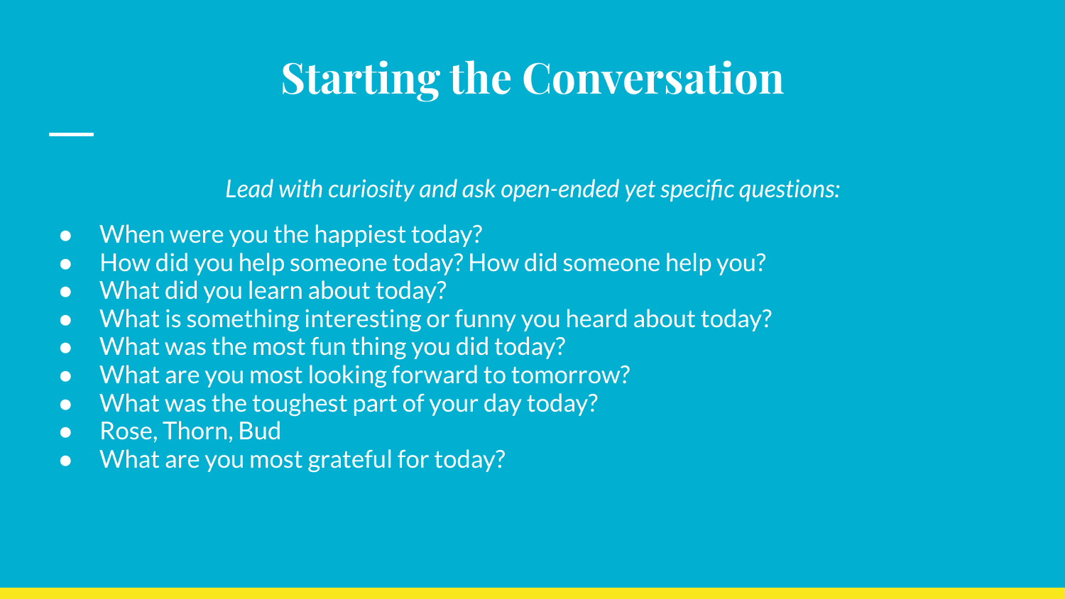# Starting the Conversation

*Lead with curiosity and ask open-ended yet specific questions:*

- When were you the happiest today?
- How did you help someone today? How did someone help you?
- What did you learn about today?
- What is something interesting or funny you heard about today?
- What was the most fun thing you did today?
- What are you most looking forward to tomorrow?
- What was the toughest part of your day today?
- Rose, Thorn, Bud
- What are you most grateful for today?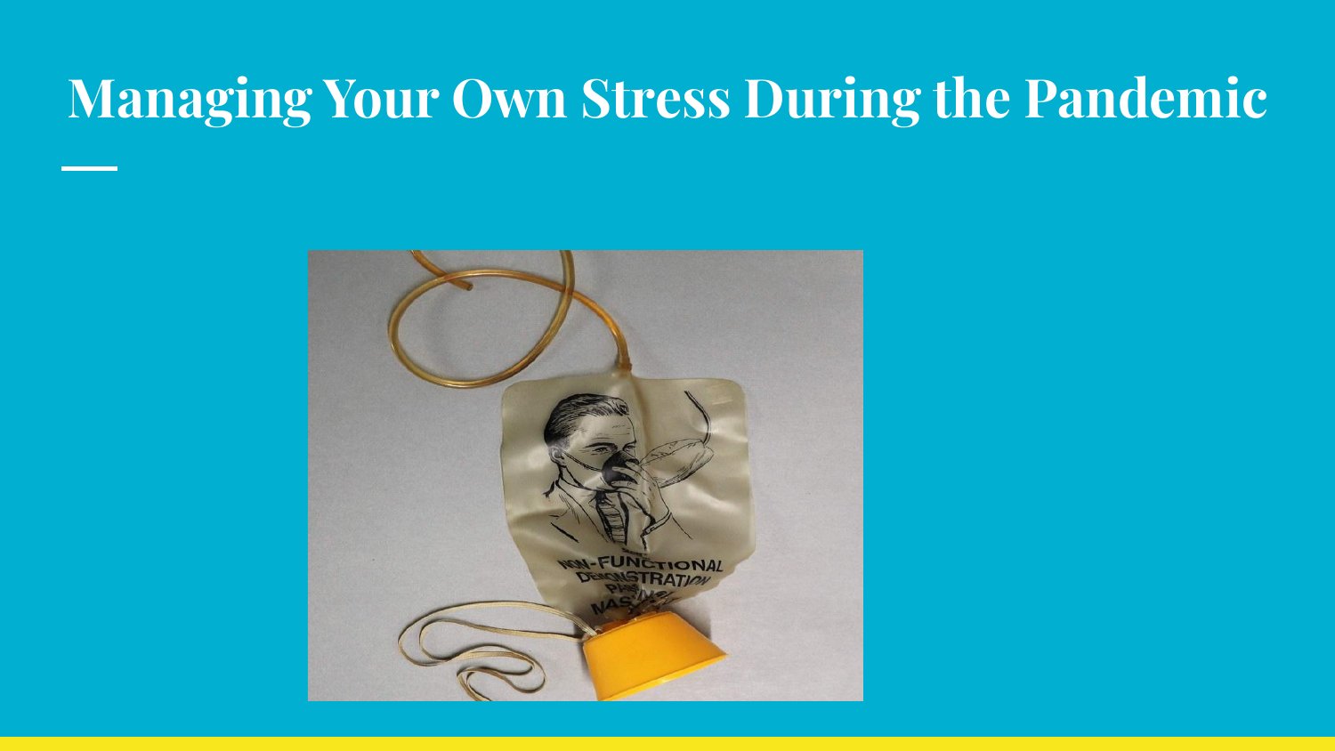# Managing Your Own Stress During the Pandemic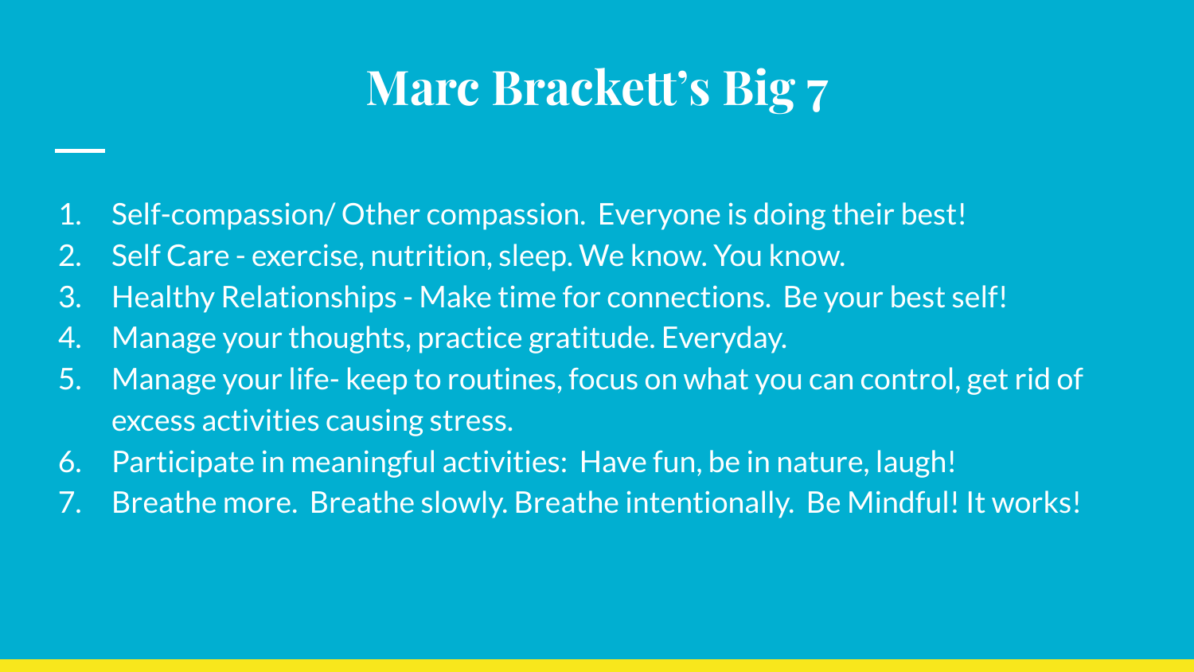# Marc Brackett's Big 7

1. Self-compassion/ Other compassion. Everyone is doing their best!
2. Self Care - exercise, nutrition, sleep. We know. You know.
3. Healthy Relationships - Make time for connections. Be your best self!
4. Manage your thoughts, practice gratitude. Everyday.
5. Manage your life- keep to routines, focus on what you can control, get rid of excess activities causing stress.
6. Participate in meaningful activities: Have fun, be in nature, laugh!
7. Breathe more. Breathe slowly. Breathe intentionally. Be Mindful! It works!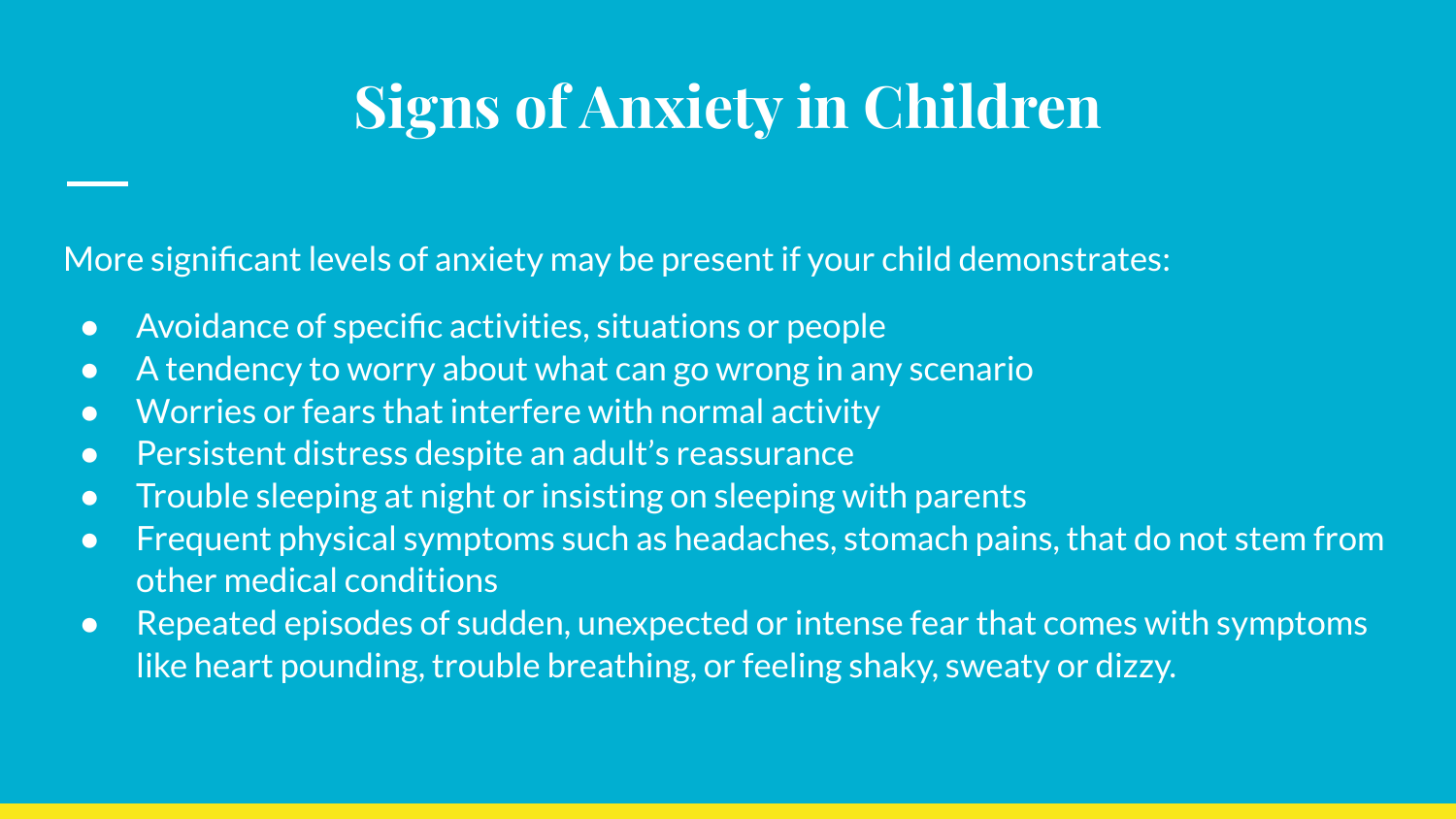# Signs of Anxiety in Children

More significant levels of anxiety may be present if your child demonstrates:

- Avoidance of specific activities, situations or people
- A tendency to worry about what can go wrong in any scenario
- Worries or fears that interfere with normal activity
- Persistent distress despite an adult's reassurance
- Trouble sleeping at night or insisting on sleeping with parents
- Frequent physical symptoms such as headaches, stomach pains, that do not stem from other medical conditions
- Repeated episodes of sudden, unexpected or intense fear that comes with symptoms like heart pounding, trouble breathing, or feeling shaky, sweaty or dizzy.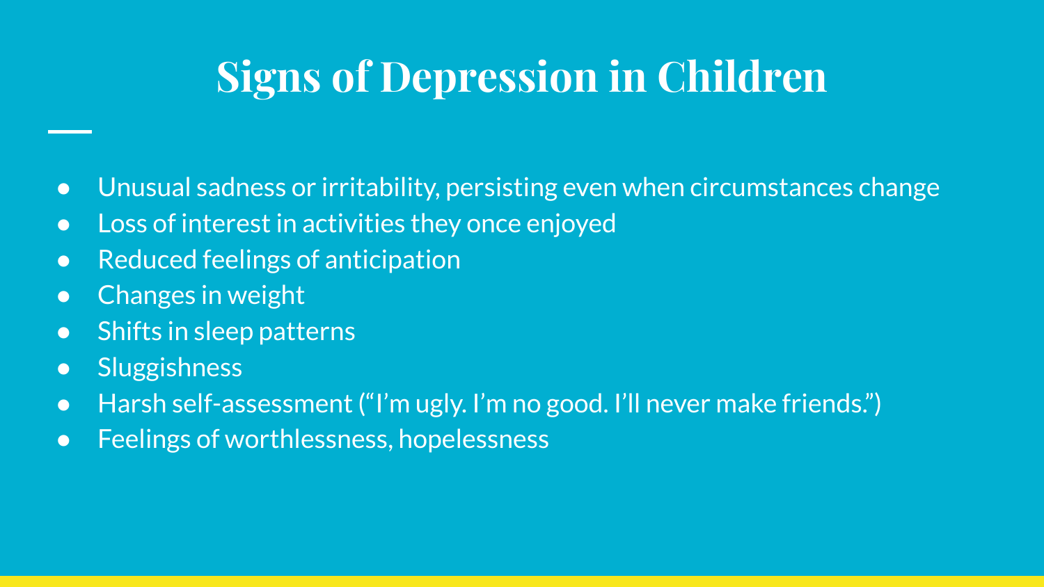# Signs of Depression in Children

- Unusual sadness or irritability, persisting even when circumstances change
- Loss of interest in activities they once enjoyed
- Reduced feelings of anticipation
- Changes in weight
- Shifts in sleep patterns
- Sluggishness
- Harsh self-assessment ("I'm ugly. I'm no good. I'll never make friends.")
- Feelings of worthlessness, hopelessness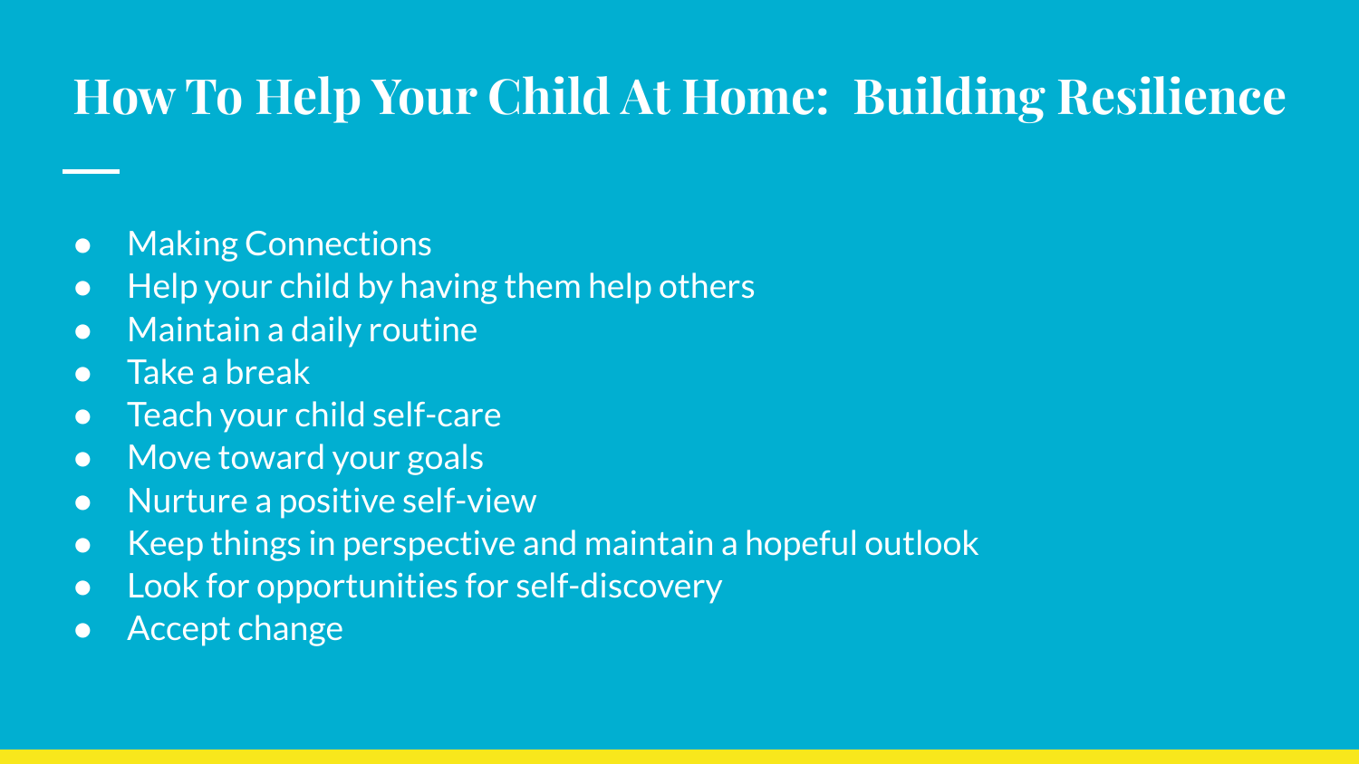# How To Help Your Child At Home: Building Resilience

- Making Connections
- Help your child by having them help others
- Maintain a daily routine
- Take a break
- Teach your child self-care
- Move toward your goals
- Nurture a positive self-view
- Keep things in perspective and maintain a hopeful outlook
- Look for opportunities for self-discovery
- Accept change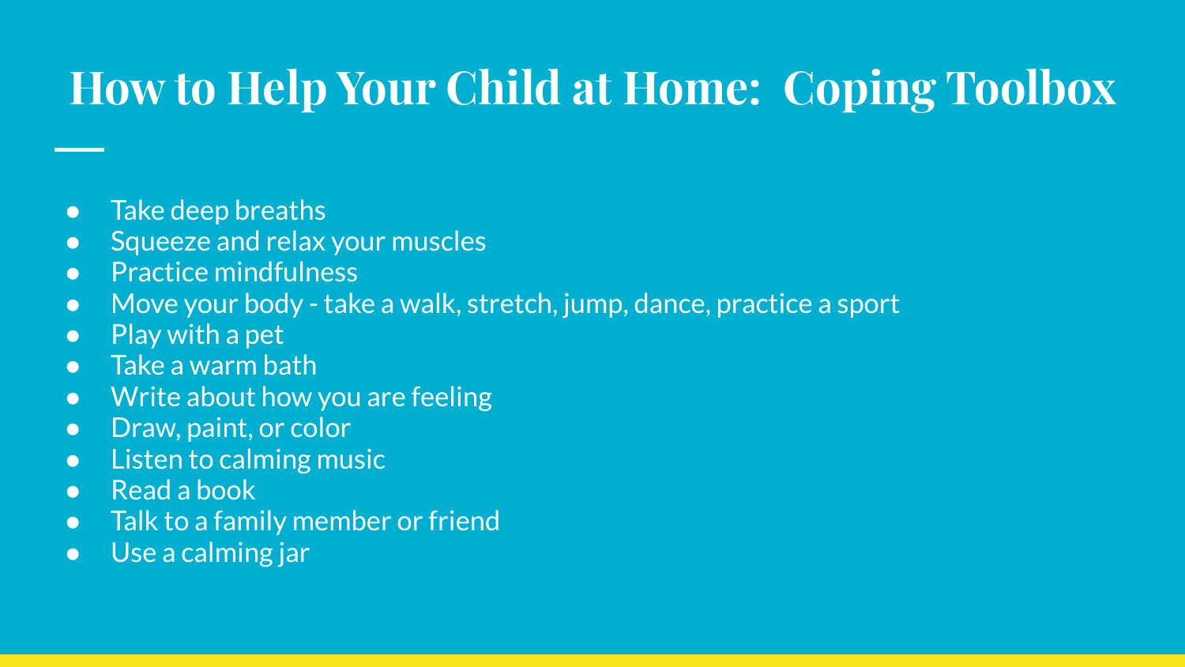# How to Help Your Child at Home: Coping Toolbox

- Take deep breaths
- Squeeze and relax your muscles
- Practice mindfulness
- Move your body - take a walk, stretch, jump, dance, practice a sport
- Play with a pet
- Take a warm bath
- Write about how you are feeling
- Draw, paint, or color
- Listen to calming music
- Read a book
- Talk to a family member or friend
- Use a calming jar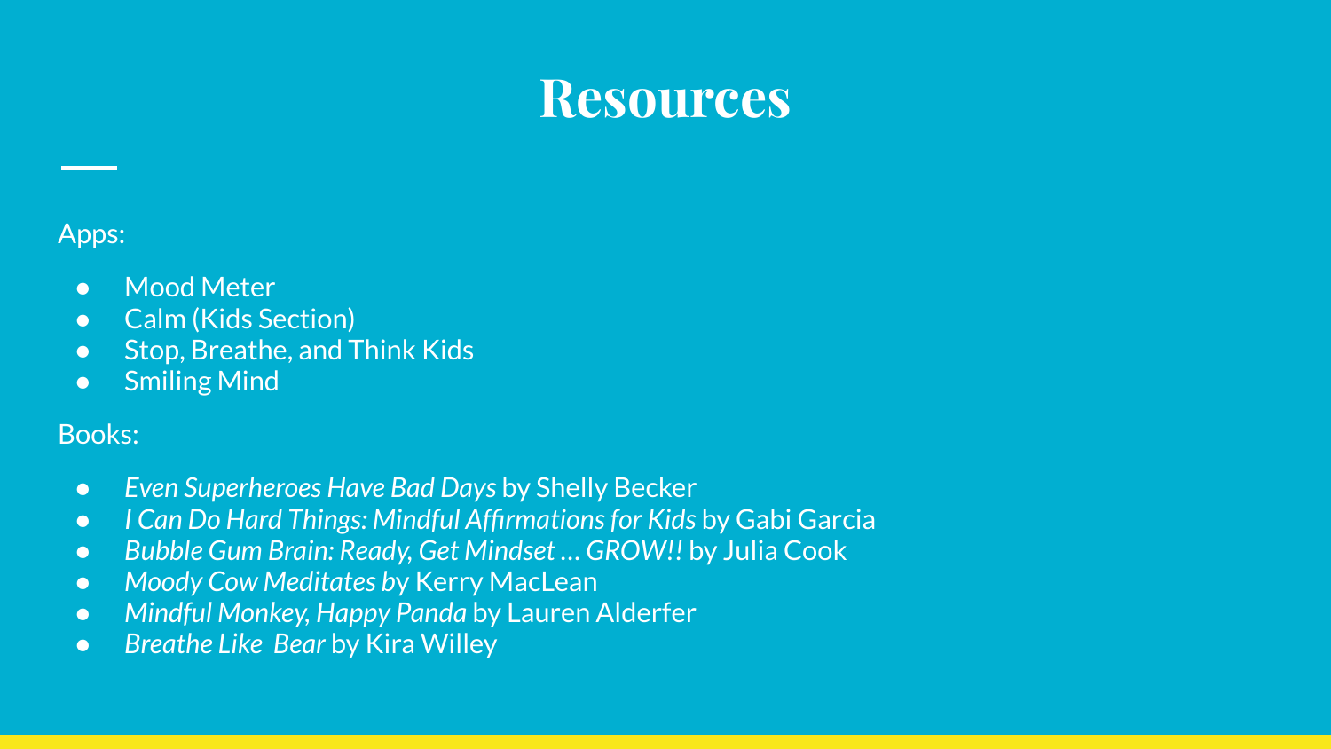# Resources

Apps:

- Mood Meter
- Calm (Kids Section)
- Stop, Breathe, and Think Kids
- Smiling Mind

Books:

- *Even Superheroes Have Bad Days* by Shelly Becker
- *I Can Do Hard Things: Mindful Affirmations for Kids* by Gabi Garcia
- *Bubble Gum Brain: Ready, Get Mindset … GROW!!* by Julia Cook
- *Moody Cow Meditates* by Kerry MacLean
- *Mindful Monkey, Happy Panda* by Lauren Alderfer
- *Breathe Like Bear* by Kira Willey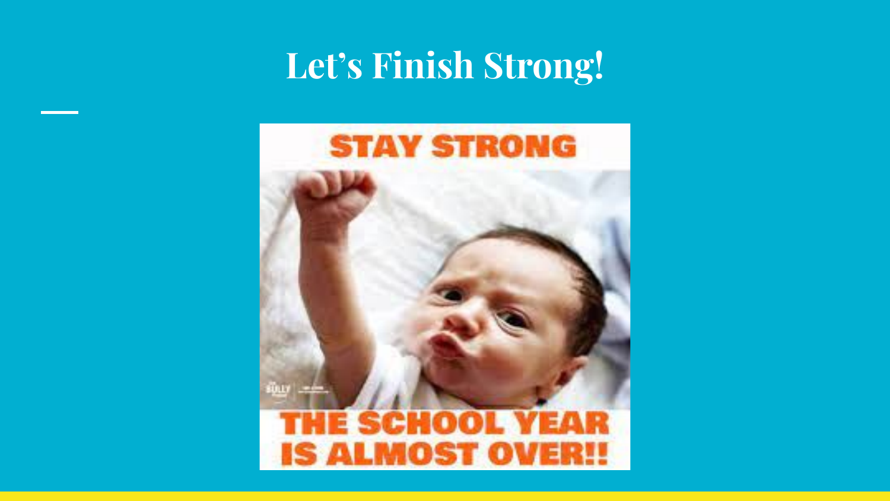# Let's Finish Strong!

STAY STRONG

THE SCHOOL YEAR IS ALMOST OVER!!